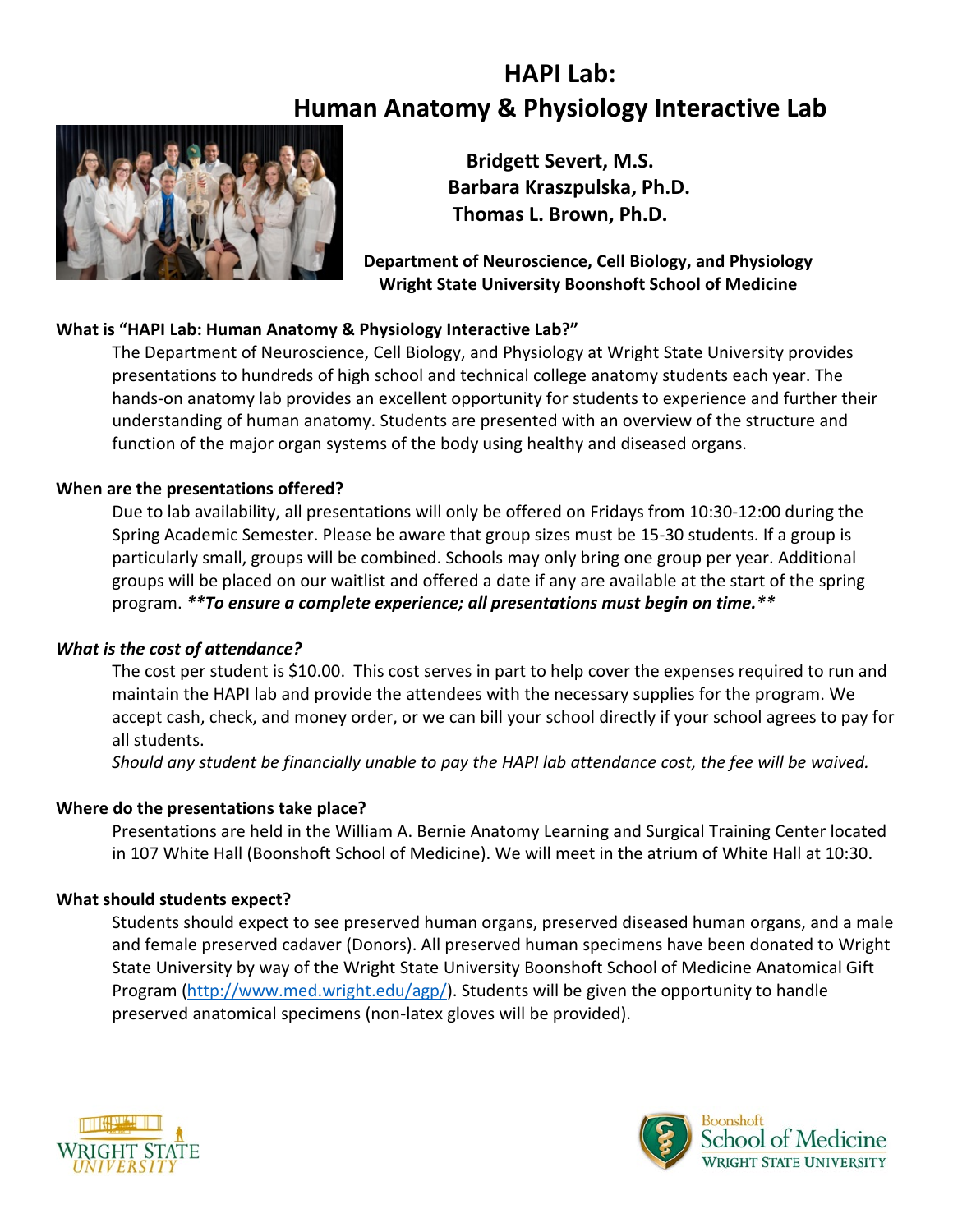# HAPI Lab: Human Anatomy & Physiology Interactive Lab

**Bridgett Severt, M.S.**
**Barbara Kraszpulska, Ph.D.**
**Thomas L. Brown, Ph.D.**

**Department of Neuroscience, Cell Biology, and Physiology**
**Wright State University Boonshoft School of Medicine**

### What is "HAPI Lab: Human Anatomy & Physiology Interactive Lab?"

The Department of Neuroscience, Cell Biology, and Physiology at Wright State University provides presentations to hundreds of high school and technical college anatomy students each year. The hands-on anatomy lab provides an excellent opportunity for students to experience and further their understanding of human anatomy. Students are presented with an overview of the structure and function of the major organ systems of the body using healthy and diseased organs.

### When are the presentations offered?

Due to lab availability, all presentations will only be offered on Fridays from 10:30-12:00 during the Spring Academic Semester. Please be aware that group sizes must be 15-30 students. If a group is particularly small, groups will be combined. Schools may only bring one group per year. Additional groups will be placed on our waitlist and offered a date if any are available at the start of the spring program. ***\*\*To ensure a complete experience; all presentations must begin on time.\*\****

### *What is the cost of attendance?*

The cost per student is $10.00. This cost serves in part to help cover the expenses required to run and maintain the HAPI lab and provide the attendees with the necessary supplies for the program. We accept cash, check, and money order, or we can bill your school directly if your school agrees to pay for all students.

*Should any student be financially unable to pay the HAPI lab attendance cost, the fee will be waived.*

### Where do the presentations take place?

Presentations are held in the William A. Bernie Anatomy Learning and Surgical Training Center located in 107 White Hall (Boonshoft School of Medicine). We will meet in the atrium of White Hall at 10:30.

### What should students expect?

Students should expect to see preserved human organs, preserved diseased human organs, and a male and female preserved cadaver (Donors). All preserved human specimens have been donated to Wright State University by way of the Wright State University Boonshoft School of Medicine Anatomical Gift Program (http://www.med.wright.edu/agp/). Students will be given the opportunity to handle preserved anatomical specimens (non-latex gloves will be provided).

Wright State University

Boonshoft School of Medicine, Wright State University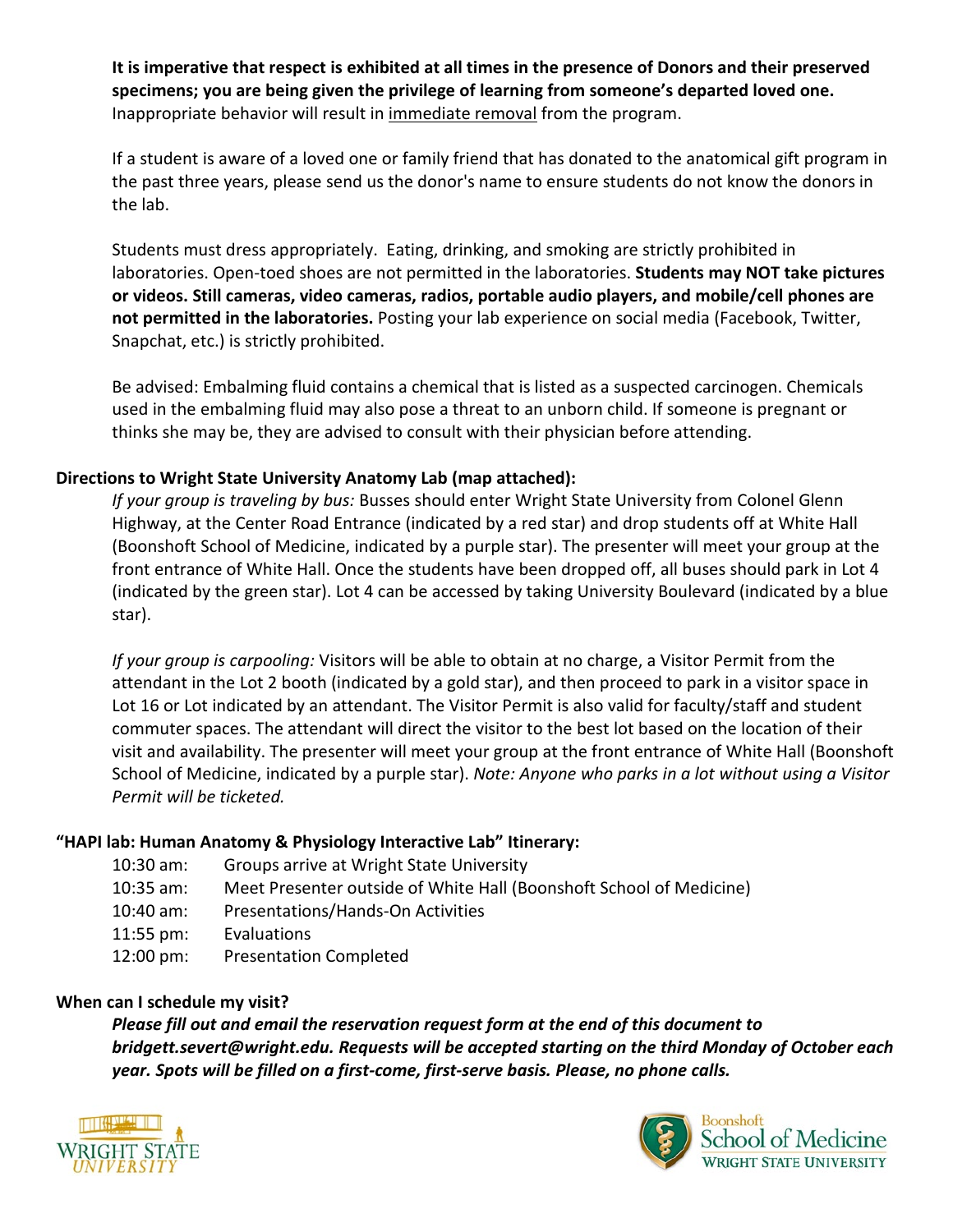**It is imperative that respect is exhibited at all times in the presence of Donors and their preserved specimens; you are being given the privilege of learning from someone's departed loved one.** Inappropriate behavior will result in immediate removal from the program.

If a student is aware of a loved one or family friend that has donated to the anatomical gift program in the past three years, please send us the donor's name to ensure students do not know the donors in the lab.

Students must dress appropriately. Eating, drinking, and smoking are strictly prohibited in laboratories. Open-toed shoes are not permitted in the laboratories. **Students may NOT take pictures or videos. Still cameras, video cameras, radios, portable audio players, and mobile/cell phones are not permitted in the laboratories.** Posting your lab experience on social media (Facebook, Twitter, Snapchat, etc.) is strictly prohibited.

Be advised: Embalming fluid contains a chemical that is listed as a suspected carcinogen. Chemicals used in the embalming fluid may also pose a threat to an unborn child. If someone is pregnant or thinks she may be, they are advised to consult with their physician before attending.

**Directions to Wright State University Anatomy Lab (map attached):**

*If your group is traveling by bus:* Busses should enter Wright State University from Colonel Glenn Highway, at the Center Road Entrance (indicated by a red star) and drop students off at White Hall (Boonshoft School of Medicine, indicated by a purple star). The presenter will meet your group at the front entrance of White Hall. Once the students have been dropped off, all buses should park in Lot 4 (indicated by the green star). Lot 4 can be accessed by taking University Boulevard (indicated by a blue star).

*If your group is carpooling:* Visitors will be able to obtain at no charge, a Visitor Permit from the attendant in the Lot 2 booth (indicated by a gold star), and then proceed to park in a visitor space in Lot 16 or Lot indicated by an attendant. The Visitor Permit is also valid for faculty/staff and student commuter spaces. The attendant will direct the visitor to the best lot based on the location of their visit and availability. The presenter will meet your group at the front entrance of White Hall (Boonshoft School of Medicine, indicated by a purple star). *Note: Anyone who parks in a lot without using a Visitor Permit will be ticketed.*

**"HAPI lab: Human Anatomy & Physiology Interactive Lab" Itinerary:**

| | |
|---|---|
| 10:30 am: | Groups arrive at Wright State University |
| 10:35 am: | Meet Presenter outside of White Hall (Boonshoft School of Medicine) |
| 10:40 am: | Presentations/Hands-On Activities |
| 11:55 pm: | Evaluations |
| 12:00 pm: | Presentation Completed |

**When can I schedule my visit?**

***Please fill out and email the reservation request form at the end of this document to bridgett.severt@wright.edu. Requests will be accepted starting on the third Monday of October each year. Spots will be filled on a first-come, first-serve basis. Please, no phone calls.***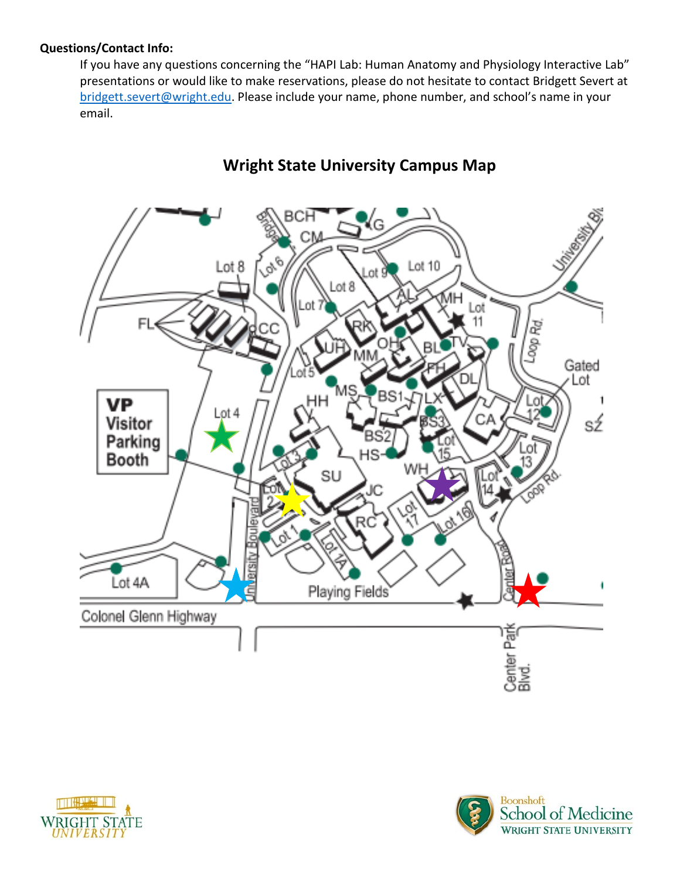**Questions/Contact Info:**

If you have any questions concerning the "HAPI Lab: Human Anatomy and Physiology Interactive Lab" presentations or would like to make reservations, please do not hesitate to contact Bridgett Severt at bridgett.severt@wright.edu. Please include your name, phone number, and school's name in your email.

## Wright State University Campus Map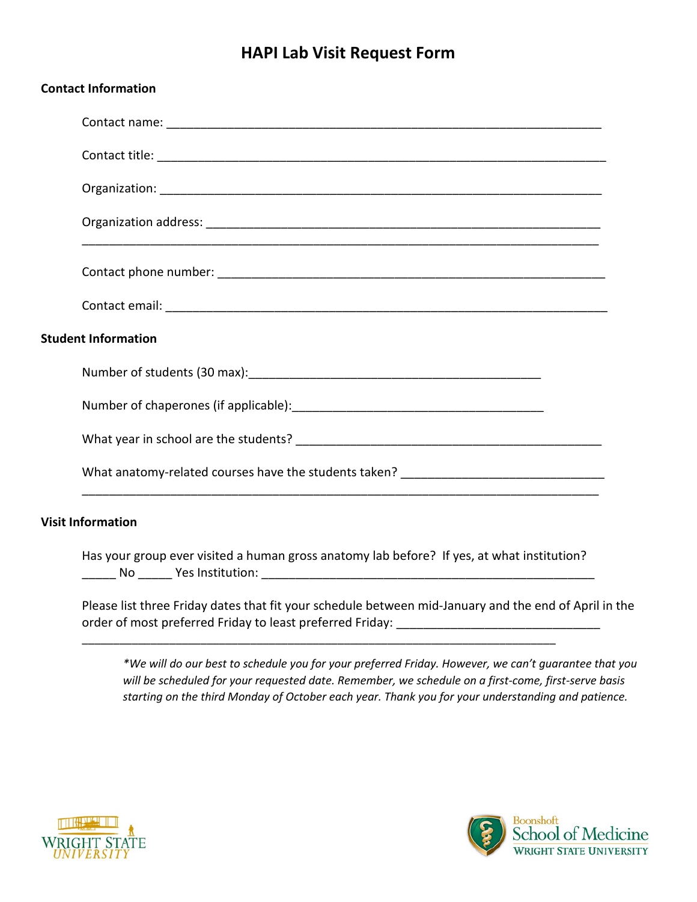# HAPI Lab Visit Request Form

**Contact Information**

Contact name: ________________________________________________________________

Contact title: ________________________________________________________________

Organization: ________________________________________________________________

Organization address: __________________________________________________________
____________________________________________________________________________

Contact phone number: __________________________________________________________

Contact email: ________________________________________________________________

**Student Information**

Number of students (30 max):_____________________________________________

Number of chaperones (if applicable):_____________________________________

What year in school are the students? ____________________________________________

What anatomy-related courses have the students taken? ______________________________
____________________________________________________________________________

**Visit Information**

Has your group ever visited a human gross anatomy lab before? If yes, at what institution?
_____ No _____ Yes Institution: ______________________________________________

Please list three Friday dates that fit your schedule between mid-January and the end of April in the order of most preferred Friday to least preferred Friday: ______________________________
_________________________________________________________________________

*\*We will do our best to schedule you for your preferred Friday. However, we can't guarantee that you will be scheduled for your requested date. Remember, we schedule on a first-come, first-serve basis starting on the third Monday of October each year. Thank you for your understanding and patience.*

Wright State University

Boonshoft School of Medicine Wright State University